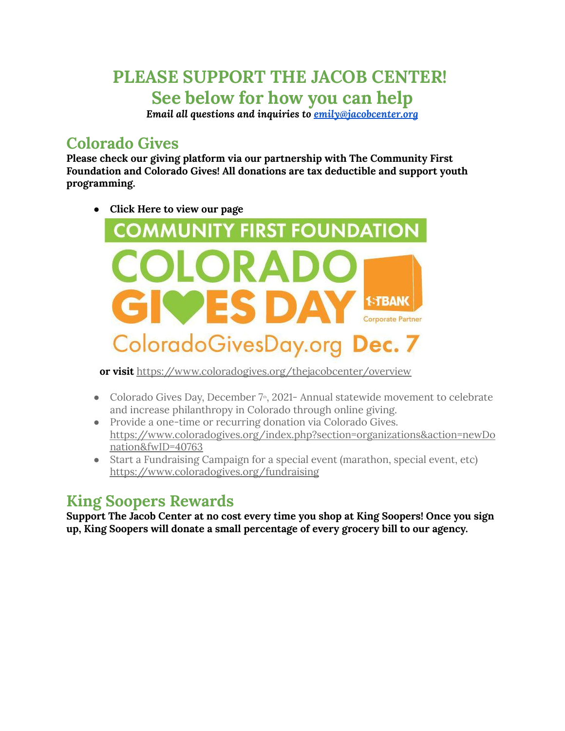# PLEASE SUPPORT THE JACOB CENTER!
# See below for how you can help

***Email all questions and inquiries to emily@jacobcenter.org***

## Colorado Gives

**Please check our giving platform via our partnership with The Community First Foundation and Colorado Gives! All donations are tax deductible and support youth programming.**

- **Click Here to view our page**

COMMUNITY FIRST FOUNDATION
COLORADO GIVES DAY
1STBANK Corporate Partner
ColoradoGivesDay.org Dec. 7

**or visit** https://www.coloradogives.org/thejacobcenter/overview

- Colorado Gives Day, December 7th, 2021- Annual statewide movement to celebrate and increase philanthropy in Colorado through online giving.
- Provide a one-time or recurring donation via Colorado Gives. https://www.coloradogives.org/index.php?section=organizations&action=newDonation&fwID=40763
- Start a Fundraising Campaign for a special event (marathon, special event, etc) https://www.coloradogives.org/fundraising

## King Soopers Rewards

**Support The Jacob Center at no cost every time you shop at King Soopers! Once you sign up, King Soopers will donate a small percentage of every grocery bill to our agency.**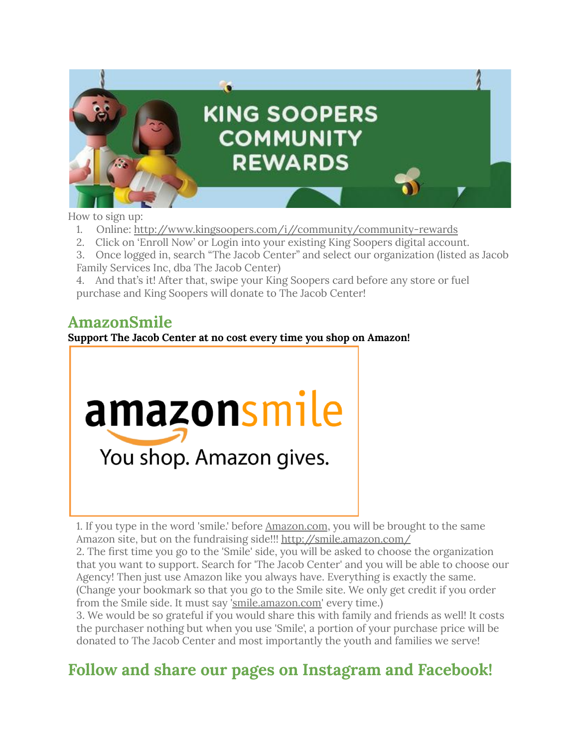How to sign up:

1. Online: http://www.kingsoopers.com/i//community/community-rewards
2. Click on 'Enroll Now' or Login into your existing King Soopers digital account.
3. Once logged in, search "The Jacob Center" and select our organization (listed as Jacob Family Services Inc, dba The Jacob Center)
4. And that's it! After that, swipe your King Soopers card before any store or fuel purchase and King Soopers will donate to The Jacob Center!

## AmazonSmile

**Support The Jacob Center at no cost every time you shop on Amazon!**

1. If you type in the word 'smile.' before Amazon.com, you will be brought to the same Amazon site, but on the fundraising side!!! http://smile.amazon.com/
2. The first time you go to the 'Smile' side, you will be asked to choose the organization that you want to support. Search for 'The Jacob Center' and you will be able to choose our Agency! Then just use Amazon like you always have. Everything is exactly the same. (Change your bookmark so that you go to the Smile site. We only get credit if you order from the Smile side. It must say 'smile.amazon.com' every time.)
3. We would be so grateful if you would share this with family and friends as well! It costs the purchaser nothing but when you use 'Smile', a portion of your purchase price will be donated to The Jacob Center and most importantly the youth and families we serve!

## Follow and share our pages on Instagram and Facebook!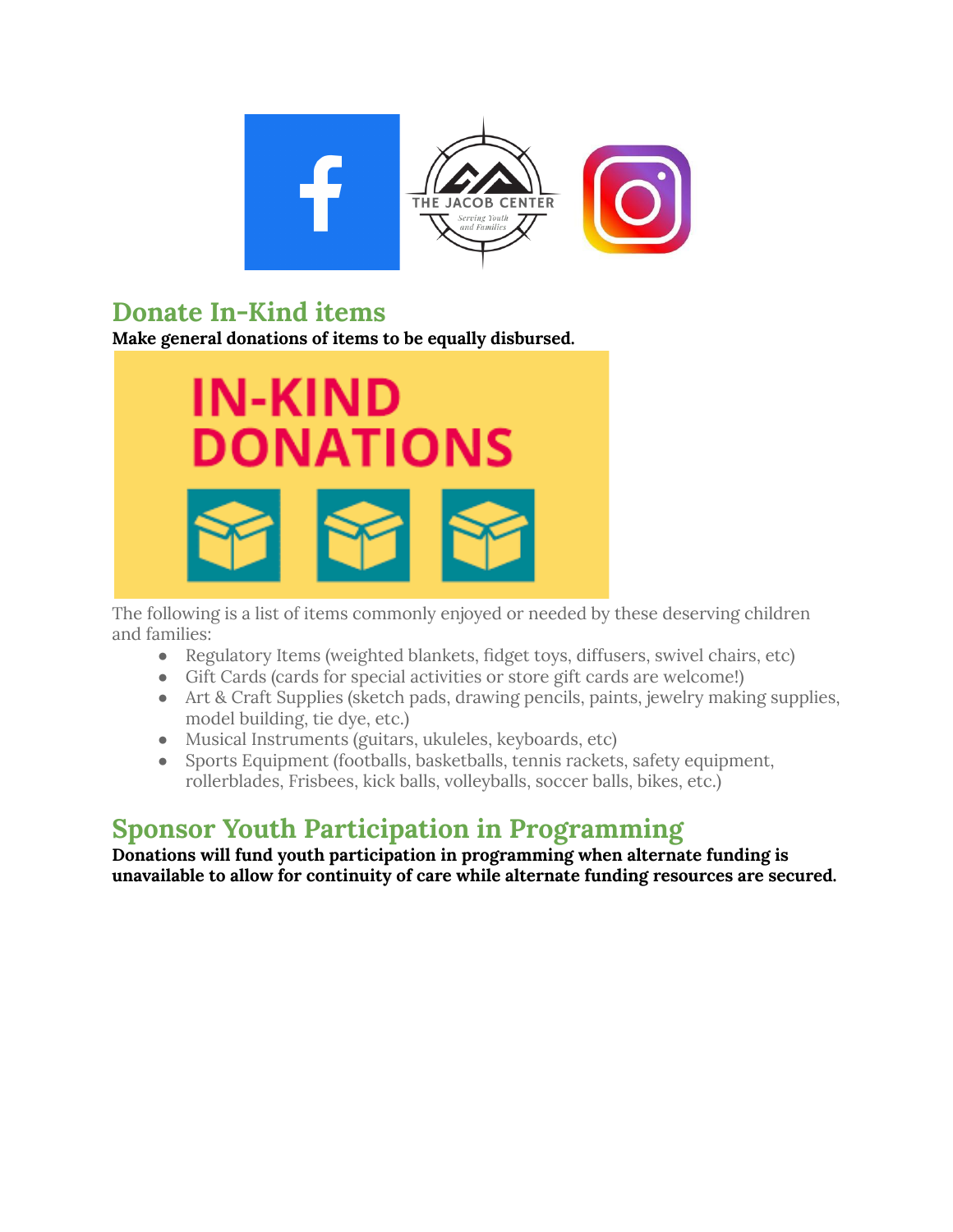## Donate In-Kind items

**Make general donations of items to be equally disbursed.**

The following is a list of items commonly enjoyed or needed by these deserving children and families:

- Regulatory Items (weighted blankets, fidget toys, diffusers, swivel chairs, etc)
- Gift Cards (cards for special activities or store gift cards are welcome!)
- Art & Craft Supplies (sketch pads, drawing pencils, paints, jewelry making supplies, model building, tie dye, etc.)
- Musical Instruments (guitars, ukuleles, keyboards, etc)
- Sports Equipment (footballs, basketballs, tennis rackets, safety equipment, rollerblades, Frisbees, kick balls, volleyballs, soccer balls, bikes, etc.)

## Sponsor Youth Participation in Programming

**Donations will fund youth participation in programming when alternate funding is unavailable to allow for continuity of care while alternate funding resources are secured.**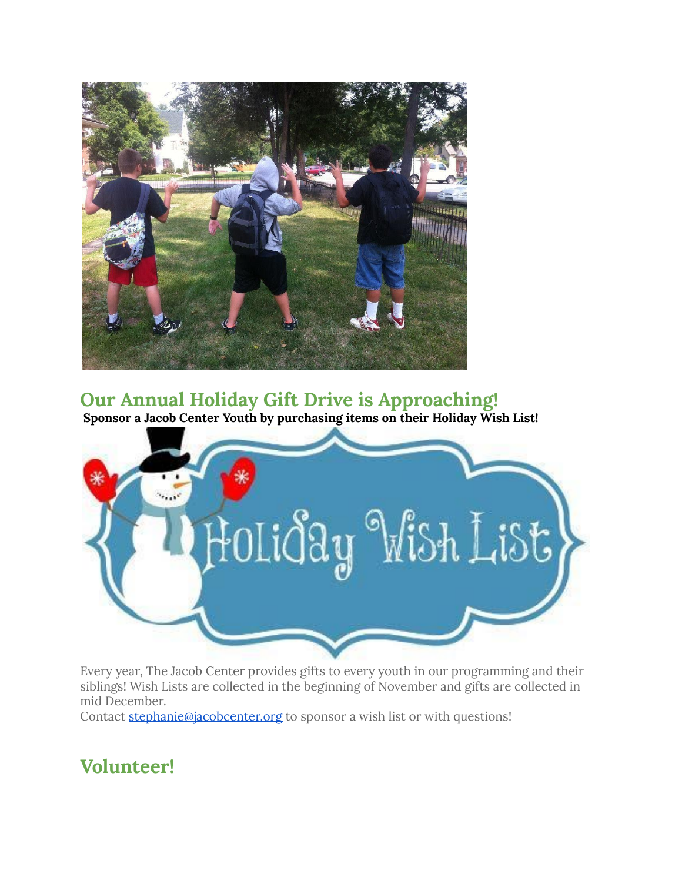## Our Annual Holiday Gift Drive is Approaching!

**Sponsor a Jacob Center Youth by purchasing items on their Holiday Wish List!**

Every year, The Jacob Center provides gifts to every youth in our programming and their siblings! Wish Lists are collected in the beginning of November and gifts are collected in mid December.

Contact [stephanie@jacobcenter.org](mailto:stephanie@jacobcenter.org) to sponsor a wish list or with questions!

## Volunteer!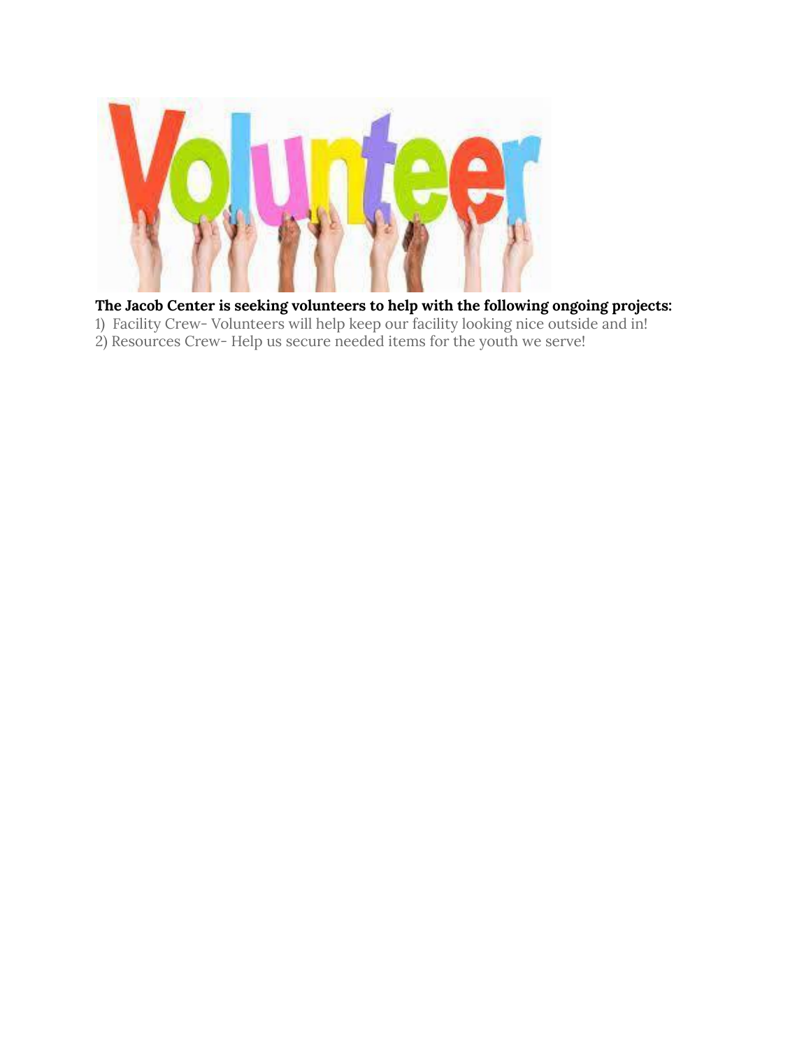**The Jacob Center is seeking volunteers to help with the following ongoing projects:**

1) Facility Crew- Volunteers will help keep our facility looking nice outside and in!
2) Resources Crew- Help us secure needed items for the youth we serve!